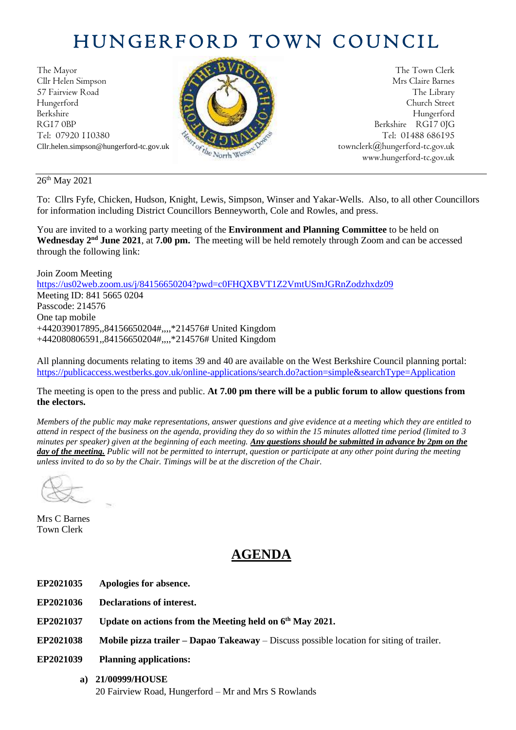# HUNGERFORD TOWN COUNCIL

The Mayor
Cllr Helen Simpson
57 Fairview Road
Hungerford
Berkshire
RG17 0BP
Tel: 07920 110380
Cllr.helen.simpson@hungerford-tc.gov.uk

The Town Clerk
Mrs Claire Barnes
The Library
Church Street
Hungerford
Berkshire RG17 0JG
Tel: 01488 686195
townclerk@hungerford-tc.gov.uk
www.hungerford-tc.gov.uk

---

26th May 2021

To: Cllrs Fyfe, Chicken, Hudson, Knight, Lewis, Simpson, Winser and Yakar-Wells. Also, to all other Councillors for information including District Councillors Benneyworth, Cole and Rowles, and press.

You are invited to a working party meeting of the **Environment and Planning Committee** to be held on **Wednesday 2nd June 2021**, at **7.00 pm.** The meeting will be held remotely through Zoom and can be accessed through the following link:

Join Zoom Meeting
https://us02web.zoom.us/j/84156650204?pwd=c0FHQXBVT1Z2VmtUSmJGRnZodzhxdz09
Meeting ID: 841 5665 0204
Passcode: 214576
One tap mobile
+442039017895,,84156650204#,,,,*214576# United Kingdom
+442080806591,,84156650204#,,,,*214576# United Kingdom

All planning documents relating to items 39 and 40 are available on the West Berkshire Council planning portal: https://publicaccess.westberks.gov.uk/online-applications/search.do?action=simple&searchType=Application

The meeting is open to the press and public. **At 7.00 pm there will be a public forum to allow questions from the electors.**

*Members of the public may make representations, answer questions and give evidence at a meeting which they are entitled to attend in respect of the business on the agenda, providing they do so within the 15 minutes allotted time period (limited to 3 minutes per speaker) given at the beginning of each meeting.* ***Any questions should be submitted in advance by 2pm on the day of the meeting.*** *Public will not be permitted to interrupt, question or participate at any other point during the meeting unless invited to do so by the Chair. Timings will be at the discretion of the Chair.*

Mrs C Barnes
Town Clerk

## AGENDA

**EP2021035** **Apologies for absence.**

**EP2021036** **Declarations of interest.**

**EP2021037** **Update on actions from the Meeting held on 6th May 2021.**

**EP2021038** **Mobile pizza trailer – Dapao Takeaway** – Discuss possible location for siting of trailer.

**EP2021039** **Planning applications:**

a) **21/00999/HOUSE**
20 Fairview Road, Hungerford – Mr and Mrs S Rowlands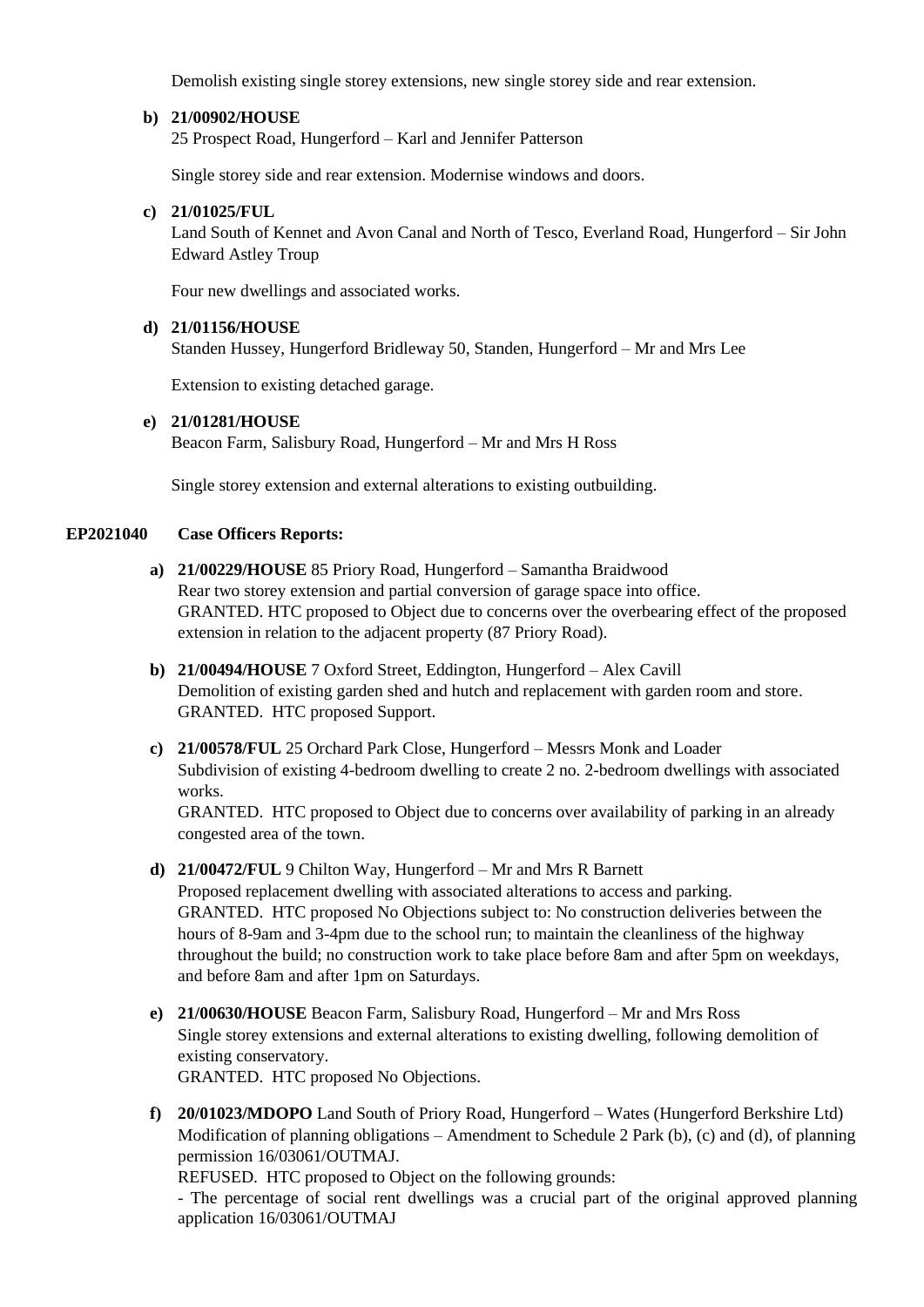Demolish existing single storey extensions, new single storey side and rear extension.

**b) 21/00902/HOUSE**
25 Prospect Road, Hungerford – Karl and Jennifer Patterson

Single storey side and rear extension. Modernise windows and doors.

**c) 21/01025/FUL**
Land South of Kennet and Avon Canal and North of Tesco, Everland Road, Hungerford – Sir John Edward Astley Troup

Four new dwellings and associated works.

**d) 21/01156/HOUSE**
Standen Hussey, Hungerford Bridleway 50, Standen, Hungerford – Mr and Mrs Lee

Extension to existing detached garage.

**e) 21/01281/HOUSE**
Beacon Farm, Salisbury Road, Hungerford – Mr and Mrs H Ross

Single storey extension and external alterations to existing outbuilding.

**EP2021040 Case Officers Reports:**

**a) 21/00229/HOUSE** 85 Priory Road, Hungerford – Samantha Braidwood
Rear two storey extension and partial conversion of garage space into office.
GRANTED. HTC proposed to Object due to concerns over the overbearing effect of the proposed extension in relation to the adjacent property (87 Priory Road).

**b) 21/00494/HOUSE** 7 Oxford Street, Eddington, Hungerford – Alex Cavill
Demolition of existing garden shed and hutch and replacement with garden room and store.
GRANTED. HTC proposed Support.

**c) 21/00578/FUL** 25 Orchard Park Close, Hungerford – Messrs Monk and Loader
Subdivision of existing 4-bedroom dwelling to create 2 no. 2-bedroom dwellings with associated works.
GRANTED. HTC proposed to Object due to concerns over availability of parking in an already congested area of the town.

**d) 21/00472/FUL** 9 Chilton Way, Hungerford – Mr and Mrs R Barnett
Proposed replacement dwelling with associated alterations to access and parking.
GRANTED. HTC proposed No Objections subject to: No construction deliveries between the hours of 8-9am and 3-4pm due to the school run; to maintain the cleanliness of the highway throughout the build; no construction work to take place before 8am and after 5pm on weekdays, and before 8am and after 1pm on Saturdays.

**e) 21/00630/HOUSE** Beacon Farm, Salisbury Road, Hungerford – Mr and Mrs Ross
Single storey extensions and external alterations to existing dwelling, following demolition of existing conservatory.
GRANTED. HTC proposed No Objections.

**f) 20/01023/MDOPO** Land South of Priory Road, Hungerford – Wates (Hungerford Berkshire Ltd)
Modification of planning obligations – Amendment to Schedule 2 Park (b), (c) and (d), of planning permission 16/03061/OUTMAJ.
REFUSED. HTC proposed to Object on the following grounds:
- The percentage of social rent dwellings was a crucial part of the original approved planning application 16/03061/OUTMAJ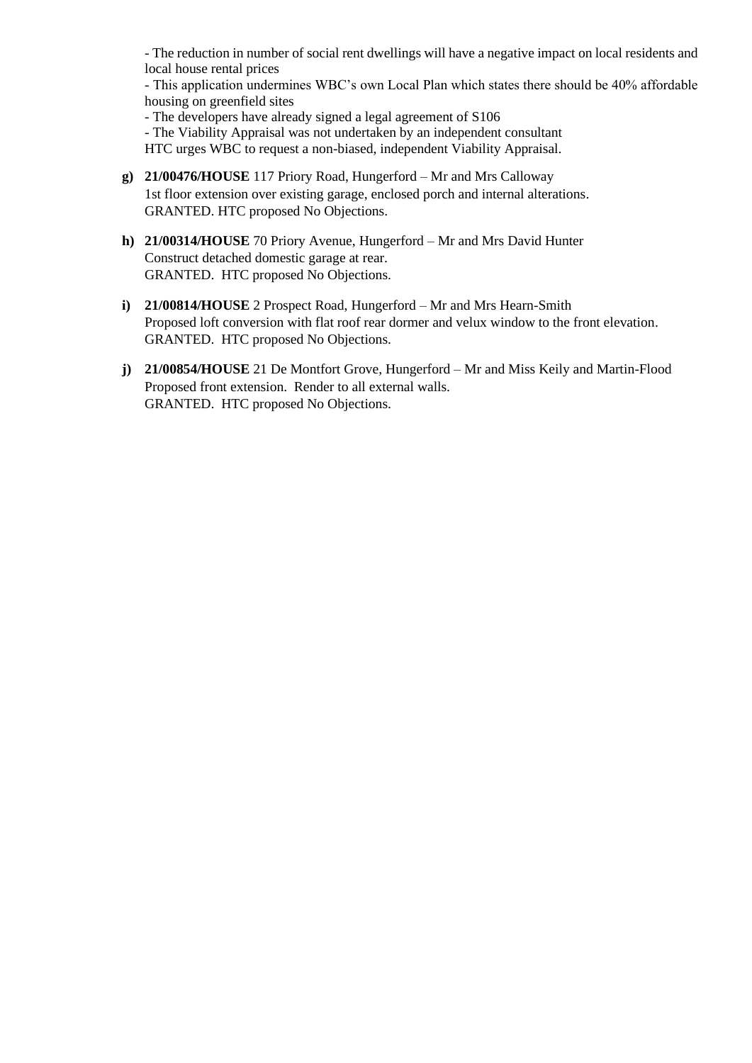- The reduction in number of social rent dwellings will have a negative impact on local residents and local house rental prices
- This application undermines WBC's own Local Plan which states there should be 40% affordable housing on greenfield sites
- The developers have already signed a legal agreement of S106
- The Viability Appraisal was not undertaken by an independent consultant

HTC urges WBC to request a non-biased, independent Viability Appraisal.

**g)** **21/00476/HOUSE** 117 Priory Road, Hungerford – Mr and Mrs Calloway
1st floor extension over existing garage, enclosed porch and internal alterations.
GRANTED. HTC proposed No Objections.

**h)** **21/00314/HOUSE** 70 Priory Avenue, Hungerford – Mr and Mrs David Hunter
Construct detached domestic garage at rear.
GRANTED. HTC proposed No Objections.

**i)** **21/00814/HOUSE** 2 Prospect Road, Hungerford – Mr and Mrs Hearn-Smith
Proposed loft conversion with flat roof rear dormer and velux window to the front elevation.
GRANTED. HTC proposed No Objections.

**j)** **21/00854/HOUSE** 21 De Montfort Grove, Hungerford – Mr and Miss Keily and Martin-Flood
Proposed front extension. Render to all external walls.
GRANTED. HTC proposed No Objections.